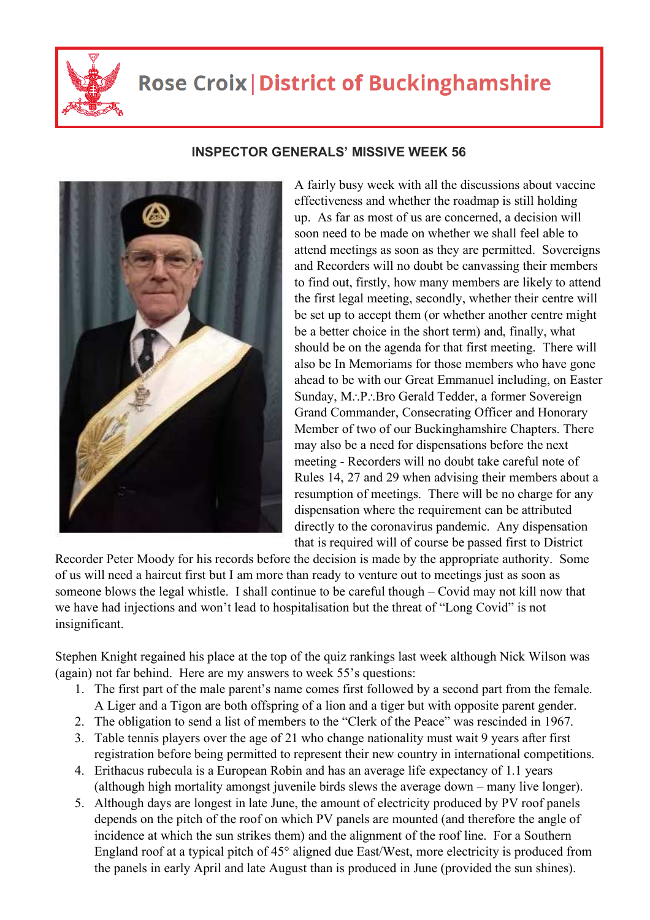# Rose Croix | District of Buckinghamshire

### INSPECTOR GENERALS' MISSIVE WEEK 56

A fairly busy week with all the discussions about vaccine effectiveness and whether the roadmap is still holding up. As far as most of us are concerned, a decision will soon need to be made on whether we shall feel able to attend meetings as soon as they are permitted. Sovereigns and Recorders will no doubt be canvassing their members to find out, firstly, how many members are likely to attend the first legal meeting, secondly, whether their centre will be set up to accept them (or whether another centre might be a better choice in the short term) and, finally, what should be on the agenda for that first meeting. There will also be In Memoriams for those members who have gone ahead to be with our Great Emmanuel including, on Easter Sunday, M∴P∴Bro Gerald Tedder, a former Sovereign Grand Commander, Consecrating Officer and Honorary Member of two of our Buckinghamshire Chapters. There may also be a need for dispensations before the next meeting - Recorders will no doubt take careful note of Rules 14, 27 and 29 when advising their members about a resumption of meetings. There will be no charge for any dispensation where the requirement can be attributed directly to the coronavirus pandemic. Any dispensation that is required will of course be passed first to District Recorder Peter Moody for his records before the decision is made by the appropriate authority. Some of us will need a haircut first but I am more than ready to venture out to meetings just as soon as someone blows the legal whistle. I shall continue to be careful though – Covid may not kill now that we have had injections and won't lead to hospitalisation but the threat of "Long Covid" is not insignificant.

Stephen Knight regained his place at the top of the quiz rankings last week although Nick Wilson was (again) not far behind. Here are my answers to week 55's questions:

1. The first part of the male parent's name comes first followed by a second part from the female. A Liger and a Tigon are both offspring of a lion and a tiger but with opposite parent gender.
2. The obligation to send a list of members to the "Clerk of the Peace" was rescinded in 1967.
3. Table tennis players over the age of 21 who change nationality must wait 9 years after first registration before being permitted to represent their new country in international competitions.
4. Erithacus rubecula is a European Robin and has an average life expectancy of 1.1 years (although high mortality amongst juvenile birds slews the average down – many live longer).
5. Although days are longest in late June, the amount of electricity produced by PV roof panels depends on the pitch of the roof on which PV panels are mounted (and therefore the angle of incidence at which the sun strikes them) and the alignment of the roof line. For a Southern England roof at a typical pitch of 45° aligned due East/West, more electricity is produced from the panels in early April and late August than is produced in June (provided the sun shines).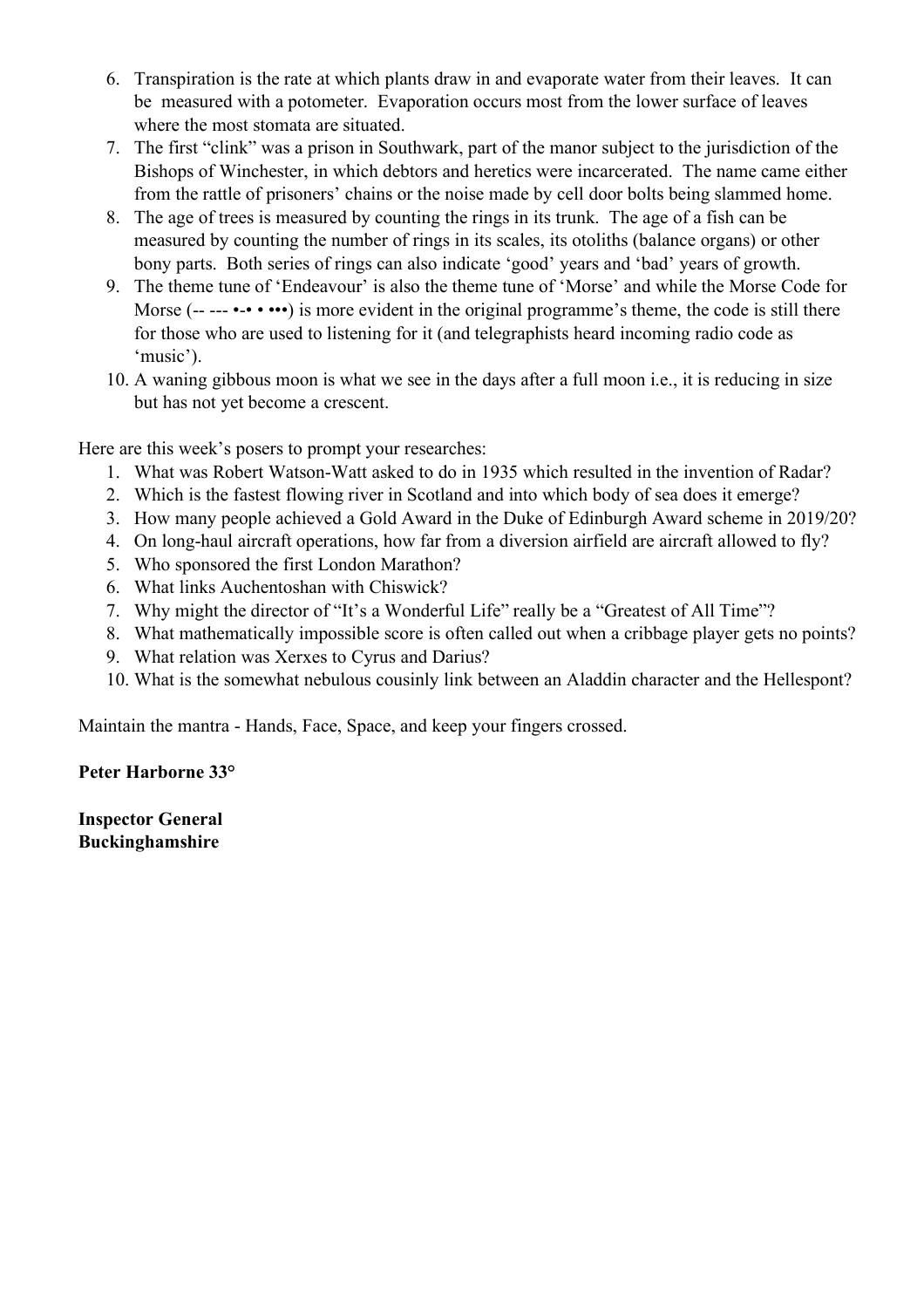6. Transpiration is the rate at which plants draw in and evaporate water from their leaves. It can be measured with a potometer. Evaporation occurs most from the lower surface of leaves where the most stomata are situated.
7. The first "clink" was a prison in Southwark, part of the manor subject to the jurisdiction of the Bishops of Winchester, in which debtors and heretics were incarcerated. The name came either from the rattle of prisoners' chains or the noise made by cell door bolts being slammed home.
8. The age of trees is measured by counting the rings in its trunk. The age of a fish can be measured by counting the number of rings in its scales, its otoliths (balance organs) or other bony parts. Both series of rings can also indicate 'good' years and 'bad' years of growth.
9. The theme tune of 'Endeavour' is also the theme tune of 'Morse' and while the Morse Code for Morse (-- --- •-• • •••) is more evident in the original programme's theme, the code is still there for those who are used to listening for it (and telegraphists heard incoming radio code as 'music').
10. A waning gibbous moon is what we see in the days after a full moon i.e., it is reducing in size but has not yet become a crescent.

Here are this week's posers to prompt your researches:

1. What was Robert Watson-Watt asked to do in 1935 which resulted in the invention of Radar?
2. Which is the fastest flowing river in Scotland and into which body of sea does it emerge?
3. How many people achieved a Gold Award in the Duke of Edinburgh Award scheme in 2019/20?
4. On long-haul aircraft operations, how far from a diversion airfield are aircraft allowed to fly?
5. Who sponsored the first London Marathon?
6. What links Auchentoshan with Chiswick?
7. Why might the director of "It's a Wonderful Life" really be a "Greatest of All Time"?
8. What mathematically impossible score is often called out when a cribbage player gets no points?
9. What relation was Xerxes to Cyrus and Darius?
10. What is the somewhat nebulous cousinly link between an Aladdin character and the Hellespont?

Maintain the mantra - Hands, Face, Space, and keep your fingers crossed.

**Peter Harborne 33°**

**Inspector General**
**Buckinghamshire**